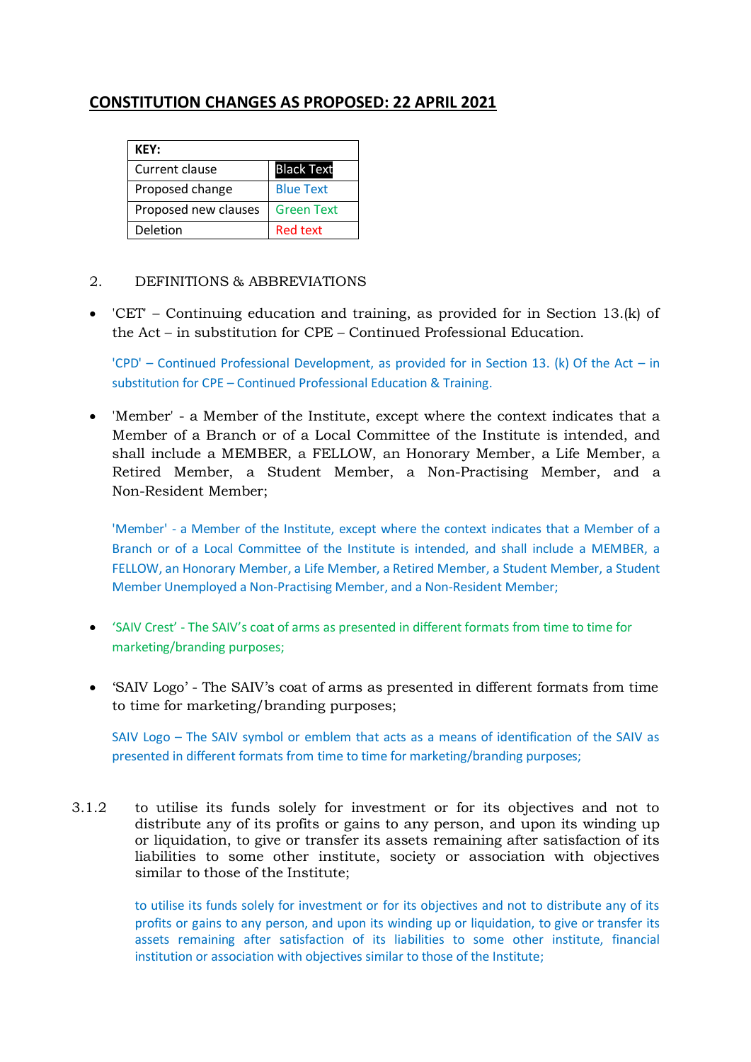# CONSTITUTION CHANGES AS PROPOSED: 22 APRIL 2021

| KEY: | |
|---|---|
| Current clause | Black Text |
| Proposed change | Blue Text |
| Proposed new clauses | Green Text |
| Deletion | Red text |

2. DEFINITIONS & ABBREVIATIONS

- 'CET' – Continuing education and training, as provided for in Section 13.(k) of the Act – in substitution for CPE – Continued Professional Education.

  'CPD' – Continued Professional Development, as provided for in Section 13. (k) Of the Act – in substitution for CPE – Continued Professional Education & Training.

- 'Member' - a Member of the Institute, except where the context indicates that a Member of a Branch or of a Local Committee of the Institute is intended, and shall include a MEMBER, a FELLOW, an Honorary Member, a Life Member, a Retired Member, a Student Member, a Non-Practising Member, and a Non-Resident Member;

  'Member' - a Member of the Institute, except where the context indicates that a Member of a Branch or of a Local Committee of the Institute is intended, and shall include a MEMBER, a FELLOW, an Honorary Member, a Life Member, a Retired Member, a Student Member, a Student Member Unemployed a Non-Practising Member, and a Non-Resident Member;

- 'SAIV Crest' - The SAIV's coat of arms as presented in different formats from time to time for marketing/branding purposes;

- 'SAIV Logo' - The SAIV's coat of arms as presented in different formats from time to time for marketing/branding purposes;

  SAIV Logo – The SAIV symbol or emblem that acts as a means of identification of the SAIV as presented in different formats from time to time for marketing/branding purposes;

3.1.2 to utilise its funds solely for investment or for its objectives and not to distribute any of its profits or gains to any person, and upon its winding up or liquidation, to give or transfer its assets remaining after satisfaction of its liabilities to some other institute, society or association with objectives similar to those of the Institute;

  to utilise its funds solely for investment or for its objectives and not to distribute any of its profits or gains to any person, and upon its winding up or liquidation, to give or transfer its assets remaining after satisfaction of its liabilities to some other institute, financial institution or association with objectives similar to those of the Institute;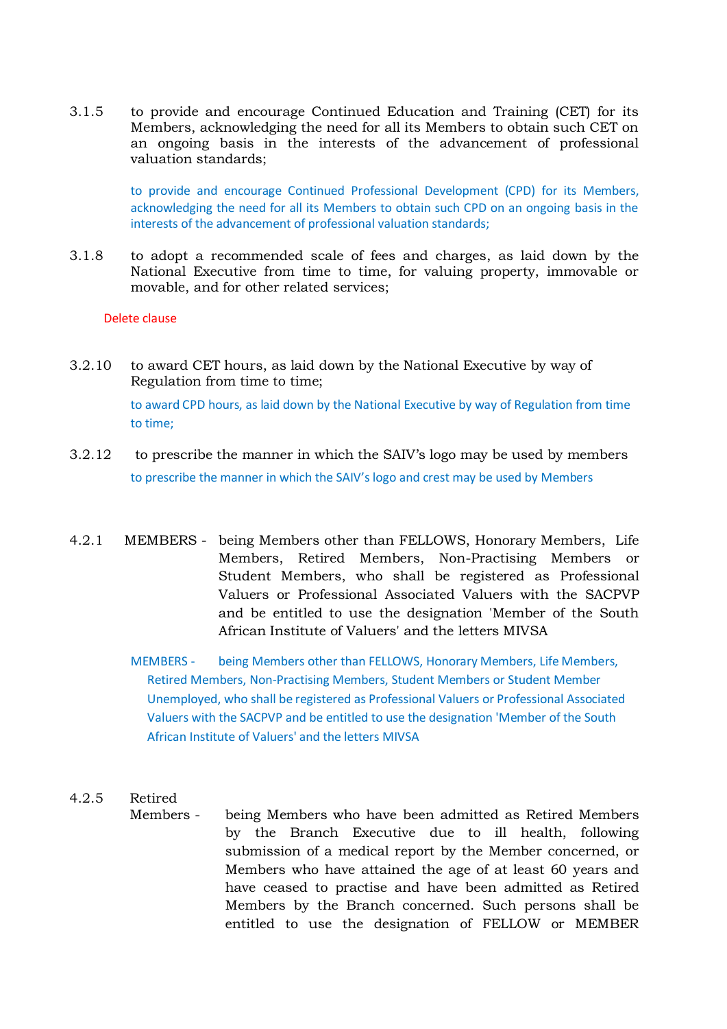3.1.5 to provide and encourage Continued Education and Training (CET) for its Members, acknowledging the need for all its Members to obtain such CET on an ongoing basis in the interests of the advancement of professional valuation standards;

to provide and encourage Continued Professional Development (CPD) for its Members, acknowledging the need for all its Members to obtain such CPD on an ongoing basis in the interests of the advancement of professional valuation standards;

3.1.8 to adopt a recommended scale of fees and charges, as laid down by the National Executive from time to time, for valuing property, immovable or movable, and for other related services;

Delete clause

3.2.10 to award CET hours, as laid down by the National Executive by way of Regulation from time to time;

to award CPD hours, as laid down by the National Executive by way of Regulation from time to time;

3.2.12 to prescribe the manner in which the SAIV's logo may be used by members

to prescribe the manner in which the SAIV's logo and crest may be used by Members

4.2.1 MEMBERS - being Members other than FELLOWS, Honorary Members, Life Members, Retired Members, Non-Practising Members or Student Members, who shall be registered as Professional Valuers or Professional Associated Valuers with the SACPVP and be entitled to use the designation 'Member of the South African Institute of Valuers' and the letters MIVSA

MEMBERS - being Members other than FELLOWS, Honorary Members, Life Members, Retired Members, Non-Practising Members, Student Members or Student Member Unemployed, who shall be registered as Professional Valuers or Professional Associated Valuers with the SACPVP and be entitled to use the designation 'Member of the South African Institute of Valuers' and the letters MIVSA

4.2.5 Retired Members - being Members who have been admitted as Retired Members by the Branch Executive due to ill health, following submission of a medical report by the Member concerned, or Members who have attained the age of at least 60 years and have ceased to practise and have been admitted as Retired Members by the Branch concerned. Such persons shall be entitled to use the designation of FELLOW or MEMBER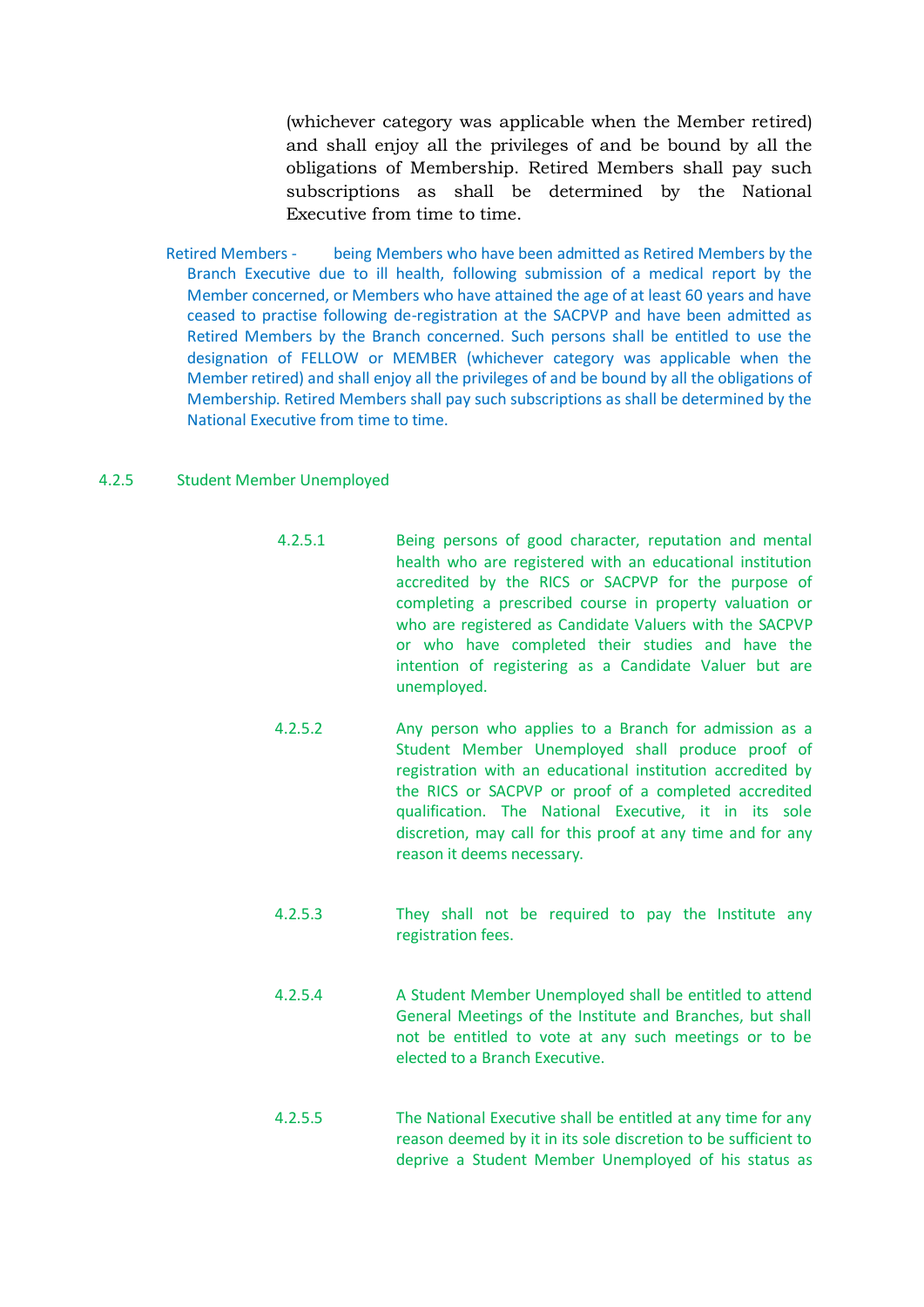(whichever category was applicable when the Member retired) and shall enjoy all the privileges of and be bound by all the obligations of Membership. Retired Members shall pay such subscriptions as shall be determined by the National Executive from time to time.

Retired Members - being Members who have been admitted as Retired Members by the Branch Executive due to ill health, following submission of a medical report by the Member concerned, or Members who have attained the age of at least 60 years and have ceased to practise following de-registration at the SACPVP and have been admitted as Retired Members by the Branch concerned. Such persons shall be entitled to use the designation of FELLOW or MEMBER (whichever category was applicable when the Member retired) and shall enjoy all the privileges of and be bound by all the obligations of Membership. Retired Members shall pay such subscriptions as shall be determined by the National Executive from time to time.

4.2.5 Student Member Unemployed

4.2.5.1 Being persons of good character, reputation and mental health who are registered with an educational institution accredited by the RICS or SACPVP for the purpose of completing a prescribed course in property valuation or who are registered as Candidate Valuers with the SACPVP or who have completed their studies and have the intention of registering as a Candidate Valuer but are unemployed.

4.2.5.2 Any person who applies to a Branch for admission as a Student Member Unemployed shall produce proof of registration with an educational institution accredited by the RICS or SACPVP or proof of a completed accredited qualification. The National Executive, it in its sole discretion, may call for this proof at any time and for any reason it deems necessary.

4.2.5.3 They shall not be required to pay the Institute any registration fees.

4.2.5.4 A Student Member Unemployed shall be entitled to attend General Meetings of the Institute and Branches, but shall not be entitled to vote at any such meetings or to be elected to a Branch Executive.

4.2.5.5 The National Executive shall be entitled at any time for any reason deemed by it in its sole discretion to be sufficient to deprive a Student Member Unemployed of his status as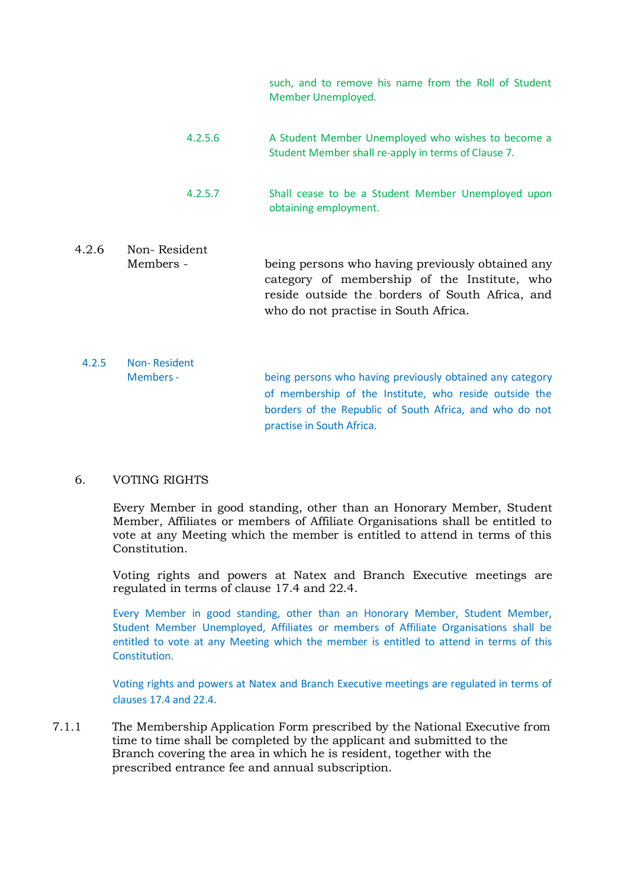such, and to remove his name from the Roll of Student Member Unemployed.

4.2.5.6 A Student Member Unemployed who wishes to become a Student Member shall re-apply in terms of Clause 7.

4.2.5.7 Shall cease to be a Student Member Unemployed upon obtaining employment.

4.2.6 Non- Resident Members - being persons who having previously obtained any category of membership of the Institute, who reside outside the borders of South Africa, and who do not practise in South Africa.

4.2.5 Non- Resident Members - being persons who having previously obtained any category of membership of the Institute, who reside outside the borders of the Republic of South Africa, and who do not practise in South Africa.

6. VOTING RIGHTS

Every Member in good standing, other than an Honorary Member, Student Member, Affiliates or members of Affiliate Organisations shall be entitled to vote at any Meeting which the member is entitled to attend in terms of this Constitution.

Voting rights and powers at Natex and Branch Executive meetings are regulated in terms of clause 17.4 and 22.4.

Every Member in good standing, other than an Honorary Member, Student Member, Student Member Unemployed, Affiliates or members of Affiliate Organisations shall be entitled to vote at any Meeting which the member is entitled to attend in terms of this Constitution.

Voting rights and powers at Natex and Branch Executive meetings are regulated in terms of clauses 17.4 and 22.4.

7.1.1 The Membership Application Form prescribed by the National Executive from time to time shall be completed by the applicant and submitted to the Branch covering the area in which he is resident, together with the prescribed entrance fee and annual subscription.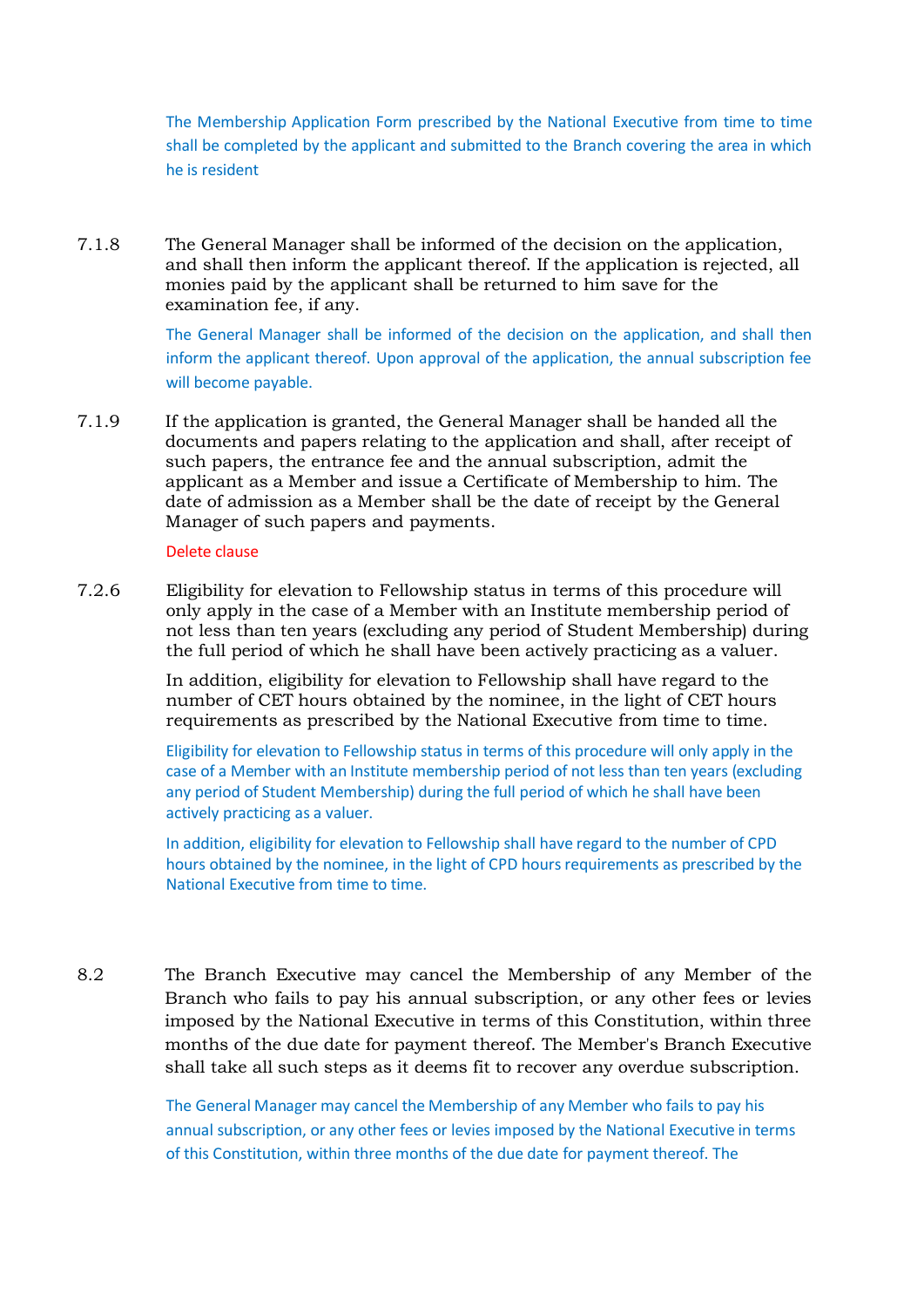The Membership Application Form prescribed by the National Executive from time to time shall be completed by the applicant and submitted to the Branch covering the area in which he is resident

7.1.8 The General Manager shall be informed of the decision on the application, and shall then inform the applicant thereof. If the application is rejected, all monies paid by the applicant shall be returned to him save for the examination fee, if any.

The General Manager shall be informed of the decision on the application, and shall then inform the applicant thereof. Upon approval of the application, the annual subscription fee will become payable.

7.1.9 If the application is granted, the General Manager shall be handed all the documents and papers relating to the application and shall, after receipt of such papers, the entrance fee and the annual subscription, admit the applicant as a Member and issue a Certificate of Membership to him. The date of admission as a Member shall be the date of receipt by the General Manager of such papers and payments.

Delete clause

7.2.6 Eligibility for elevation to Fellowship status in terms of this procedure will only apply in the case of a Member with an Institute membership period of not less than ten years (excluding any period of Student Membership) during the full period of which he shall have been actively practicing as a valuer.

In addition, eligibility for elevation to Fellowship shall have regard to the number of CET hours obtained by the nominee, in the light of CET hours requirements as prescribed by the National Executive from time to time.

Eligibility for elevation to Fellowship status in terms of this procedure will only apply in the case of a Member with an Institute membership period of not less than ten years (excluding any period of Student Membership) during the full period of which he shall have been actively practicing as a valuer.

In addition, eligibility for elevation to Fellowship shall have regard to the number of CPD hours obtained by the nominee, in the light of CPD hours requirements as prescribed by the National Executive from time to time.

8.2 The Branch Executive may cancel the Membership of any Member of the Branch who fails to pay his annual subscription, or any other fees or levies imposed by the National Executive in terms of this Constitution, within three months of the due date for payment thereof. The Member's Branch Executive shall take all such steps as it deems fit to recover any overdue subscription.

The General Manager may cancel the Membership of any Member who fails to pay his annual subscription, or any other fees or levies imposed by the National Executive in terms of this Constitution, within three months of the due date for payment thereof. The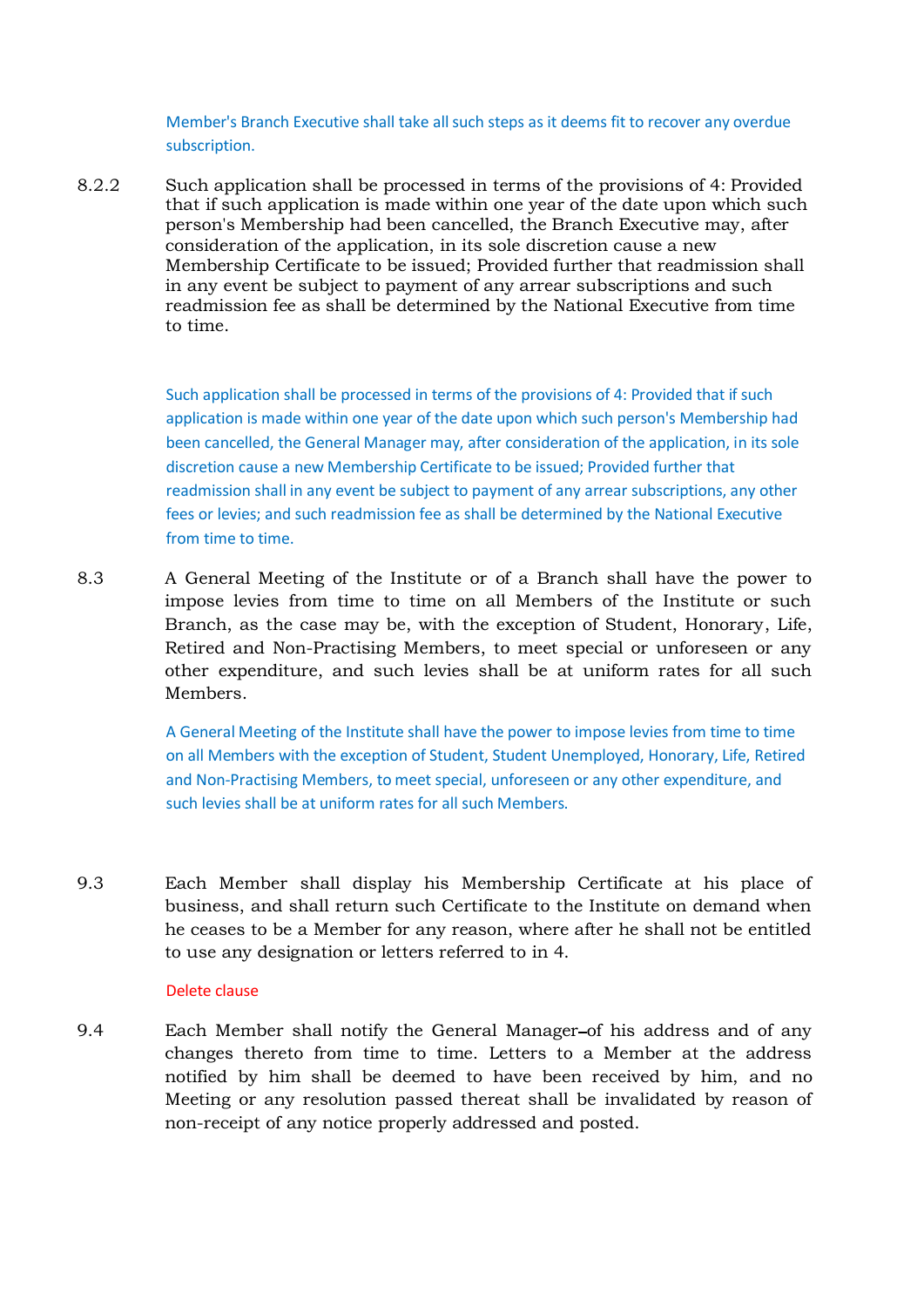Member's Branch Executive shall take all such steps as it deems fit to recover any overdue subscription.

8.2.2 Such application shall be processed in terms of the provisions of 4: Provided that if such application is made within one year of the date upon which such person's Membership had been cancelled, the Branch Executive may, after consideration of the application, in its sole discretion cause a new Membership Certificate to be issued; Provided further that readmission shall in any event be subject to payment of any arrear subscriptions and such readmission fee as shall be determined by the National Executive from time to time.

Such application shall be processed in terms of the provisions of 4: Provided that if such application is made within one year of the date upon which such person's Membership had been cancelled, the General Manager may, after consideration of the application, in its sole discretion cause a new Membership Certificate to be issued; Provided further that readmission shall in any event be subject to payment of any arrear subscriptions, any other fees or levies; and such readmission fee as shall be determined by the National Executive from time to time.

8.3 A General Meeting of the Institute or of a Branch shall have the power to impose levies from time to time on all Members of the Institute or such Branch, as the case may be, with the exception of Student, Honorary, Life, Retired and Non-Practising Members, to meet special or unforeseen or any other expenditure, and such levies shall be at uniform rates for all such Members.

A General Meeting of the Institute shall have the power to impose levies from time to time on all Members with the exception of Student, Student Unemployed, Honorary, Life, Retired and Non-Practising Members, to meet special, unforeseen or any other expenditure, and such levies shall be at uniform rates for all such Members.

9.3 Each Member shall display his Membership Certificate at his place of business, and shall return such Certificate to the Institute on demand when he ceases to be a Member for any reason, where after he shall not be entitled to use any designation or letters referred to in 4.

Delete clause

9.4 Each Member shall notify the General Manager of his address and of any changes thereto from time to time. Letters to a Member at the address notified by him shall be deemed to have been received by him, and no Meeting or any resolution passed thereat shall be invalidated by reason of non-receipt of any notice properly addressed and posted.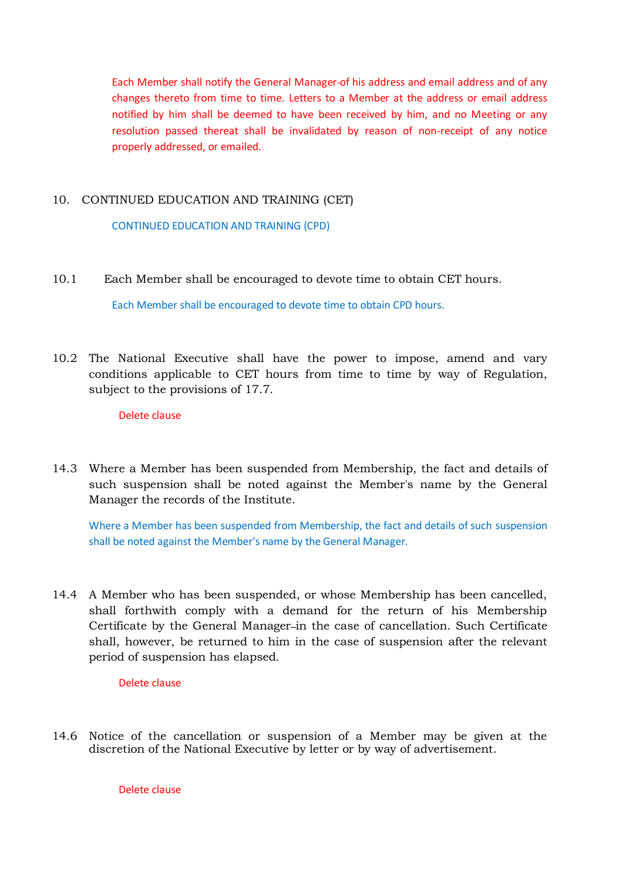Each Member shall notify the General Manager of his address and email address and of any changes thereto from time to time. Letters to a Member at the address or email address notified by him shall be deemed to have been received by him, and no Meeting or any resolution passed thereat shall be invalidated by reason of non-receipt of any notice properly addressed, or emailed.

10. CONTINUED EDUCATION AND TRAINING (CET)

CONTINUED EDUCATION AND TRAINING (CPD)

10.1 Each Member shall be encouraged to devote time to obtain CET hours.

Each Member shall be encouraged to devote time to obtain CPD hours.

10.2 The National Executive shall have the power to impose, amend and vary conditions applicable to CET hours from time to time by way of Regulation, subject to the provisions of 17.7.

Delete clause

14.3 Where a Member has been suspended from Membership, the fact and details of such suspension shall be noted against the Member's name by the General Manager the records of the Institute.

Where a Member has been suspended from Membership, the fact and details of such suspension shall be noted against the Member's name by the General Manager.

14.4 A Member who has been suspended, or whose Membership has been cancelled, shall forthwith comply with a demand for the return of his Membership Certificate by the General Manager in the case of cancellation. Such Certificate shall, however, be returned to him in the case of suspension after the relevant period of suspension has elapsed.

Delete clause

14.6 Notice of the cancellation or suspension of a Member may be given at the discretion of the National Executive by letter or by way of advertisement.

Delete clause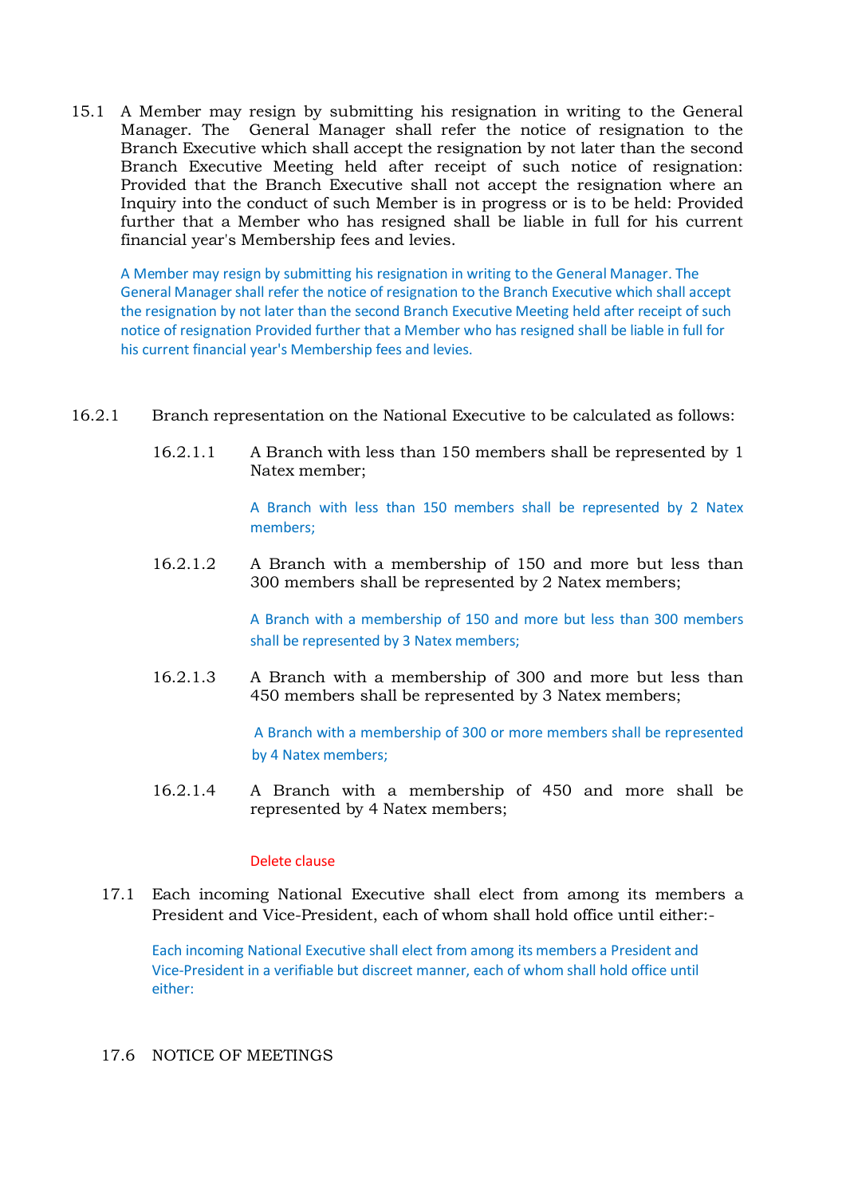15.1 A Member may resign by submitting his resignation in writing to the General Manager. The General Manager shall refer the notice of resignation to the Branch Executive which shall accept the resignation by not later than the second Branch Executive Meeting held after receipt of such notice of resignation: Provided that the Branch Executive shall not accept the resignation where an Inquiry into the conduct of such Member is in progress or is to be held: Provided further that a Member who has resigned shall be liable in full for his current financial year's Membership fees and levies.

> A Member may resign by submitting his resignation in writing to the General Manager. The General Manager shall refer the notice of resignation to the Branch Executive which shall accept the resignation by not later than the second Branch Executive Meeting held after receipt of such notice of resignation Provided further that a Member who has resigned shall be liable in full for his current financial year's Membership fees and levies.

16.2.1 Branch representation on the National Executive to be calculated as follows:

16.2.1.1 A Branch with less than 150 members shall be represented by 1 Natex member;

> A Branch with less than 150 members shall be represented by 2 Natex members;

16.2.1.2 A Branch with a membership of 150 and more but less than 300 members shall be represented by 2 Natex members;

> A Branch with a membership of 150 and more but less than 300 members shall be represented by 3 Natex members;

16.2.1.3 A Branch with a membership of 300 and more but less than 450 members shall be represented by 3 Natex members;

> A Branch with a membership of 300 or more members shall be represented by 4 Natex members;

16.2.1.4 A Branch with a membership of 450 and more shall be represented by 4 Natex members;

> Delete clause

17.1 Each incoming National Executive shall elect from among its members a President and Vice-President, each of whom shall hold office until either:-

> Each incoming National Executive shall elect from among its members a President and Vice-President in a verifiable but discreet manner, each of whom shall hold office until either:

17.6 NOTICE OF MEETINGS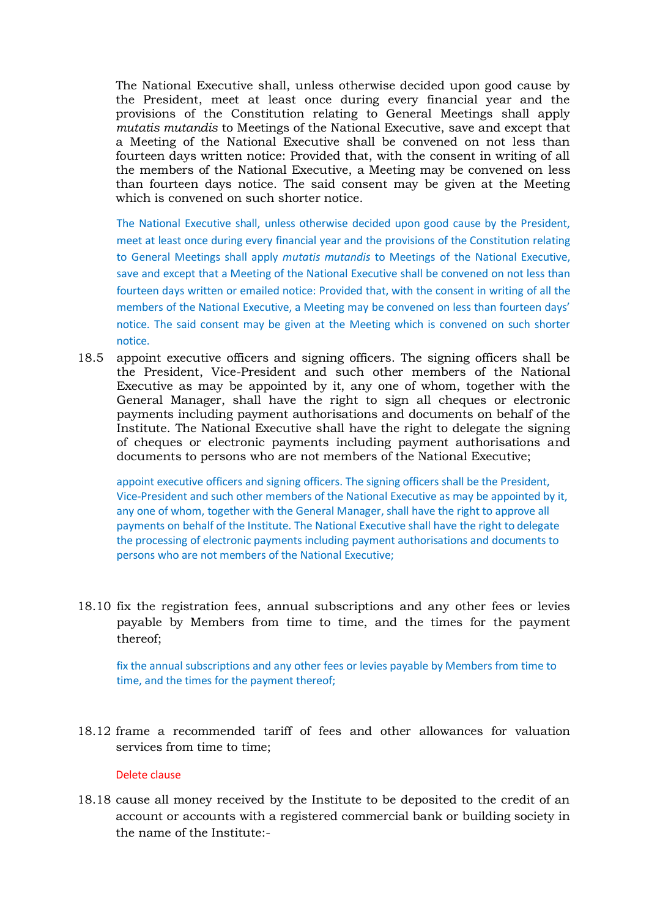The National Executive shall, unless otherwise decided upon good cause by the President, meet at least once during every financial year and the provisions of the Constitution relating to General Meetings shall apply *mutatis mutandis* to Meetings of the National Executive, save and except that a Meeting of the National Executive shall be convened on not less than fourteen days written notice: Provided that, with the consent in writing of all the members of the National Executive, a Meeting may be convened on less than fourteen days notice. The said consent may be given at the Meeting which is convened on such shorter notice.

The National Executive shall, unless otherwise decided upon good cause by the President, meet at least once during every financial year and the provisions of the Constitution relating to General Meetings shall apply *mutatis mutandis* to Meetings of the National Executive, save and except that a Meeting of the National Executive shall be convened on not less than fourteen days written or emailed notice: Provided that, with the consent in writing of all the members of the National Executive, a Meeting may be convened on less than fourteen days' notice. The said consent may be given at the Meeting which is convened on such shorter notice.

18.5 appoint executive officers and signing officers. The signing officers shall be the President, Vice-President and such other members of the National Executive as may be appointed by it, any one of whom, together with the General Manager, shall have the right to sign all cheques or electronic payments including payment authorisations and documents on behalf of the Institute. The National Executive shall have the right to delegate the signing of cheques or electronic payments including payment authorisations and documents to persons who are not members of the National Executive;

appoint executive officers and signing officers. The signing officers shall be the President, Vice-President and such other members of the National Executive as may be appointed by it, any one of whom, together with the General Manager, shall have the right to approve all payments on behalf of the Institute. The National Executive shall have the right to delegate the processing of electronic payments including payment authorisations and documents to persons who are not members of the National Executive;

18.10 fix the registration fees, annual subscriptions and any other fees or levies payable by Members from time to time, and the times for the payment thereof;

fix the annual subscriptions and any other fees or levies payable by Members from time to time, and the times for the payment thereof;

18.12 frame a recommended tariff of fees and other allowances for valuation services from time to time;

Delete clause

18.18 cause all money received by the Institute to be deposited to the credit of an account or accounts with a registered commercial bank or building society in the name of the Institute:-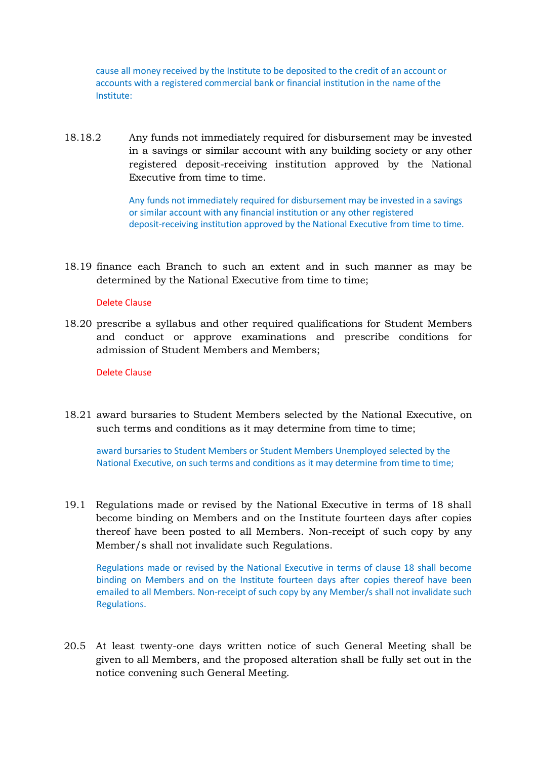cause all money received by the Institute to be deposited to the credit of an account or accounts with a registered commercial bank or financial institution in the name of the Institute:

18.18.2 Any funds not immediately required for disbursement may be invested in a savings or similar account with any building society or any other registered deposit-receiving institution approved by the National Executive from time to time.

Any funds not immediately required for disbursement may be invested in a savings or similar account with any financial institution or any other registered deposit-receiving institution approved by the National Executive from time to time.

18.19 finance each Branch to such an extent and in such manner as may be determined by the National Executive from time to time;

Delete Clause

18.20 prescribe a syllabus and other required qualifications for Student Members and conduct or approve examinations and prescribe conditions for admission of Student Members and Members;

Delete Clause

18.21 award bursaries to Student Members selected by the National Executive, on such terms and conditions as it may determine from time to time;

award bursaries to Student Members or Student Members Unemployed selected by the National Executive, on such terms and conditions as it may determine from time to time;

19.1 Regulations made or revised by the National Executive in terms of 18 shall become binding on Members and on the Institute fourteen days after copies thereof have been posted to all Members. Non-receipt of such copy by any Member/s shall not invalidate such Regulations.

Regulations made or revised by the National Executive in terms of clause 18 shall become binding on Members and on the Institute fourteen days after copies thereof have been emailed to all Members. Non-receipt of such copy by any Member/s shall not invalidate such Regulations.

20.5 At least twenty-one days written notice of such General Meeting shall be given to all Members, and the proposed alteration shall be fully set out in the notice convening such General Meeting.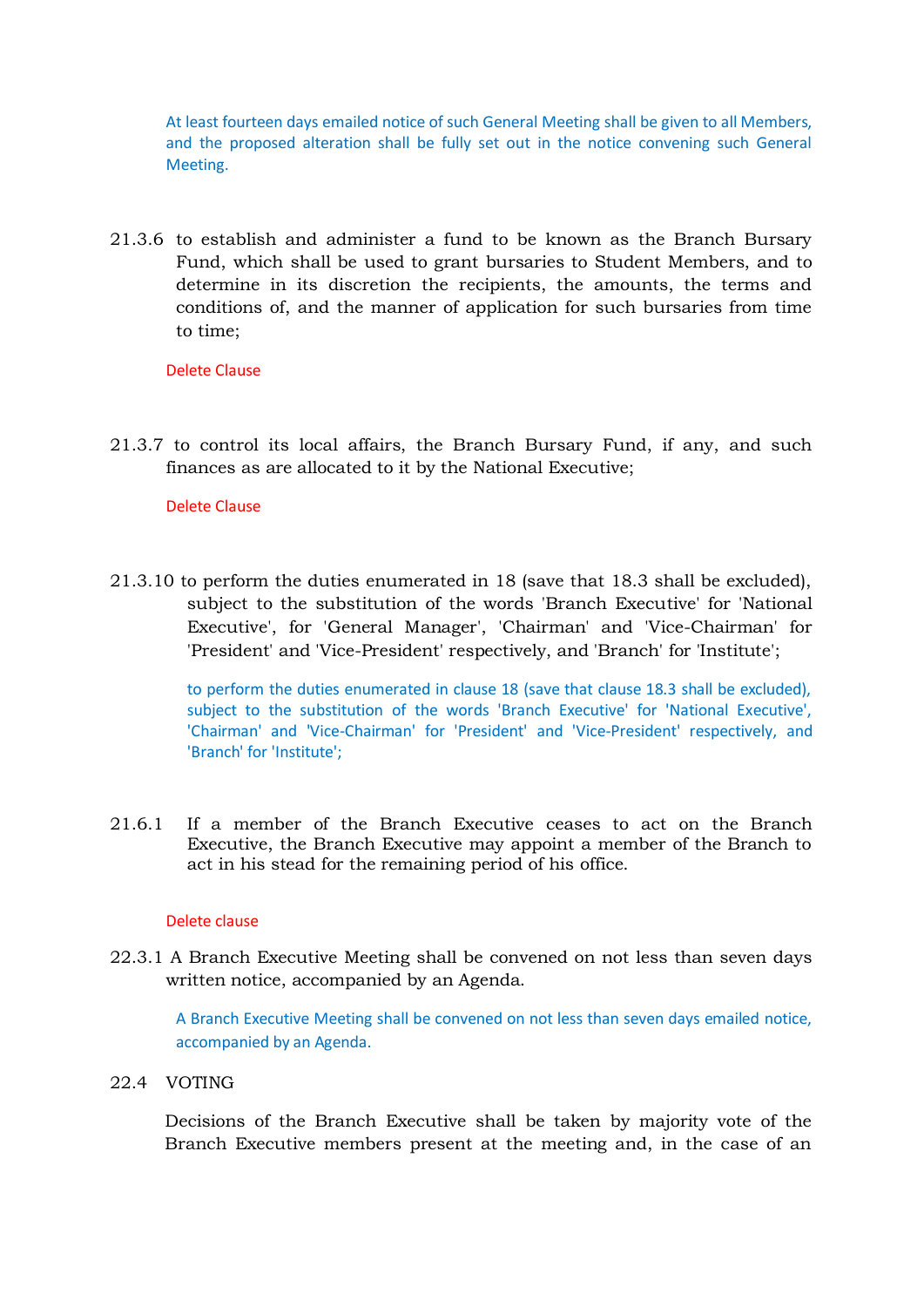At least fourteen days emailed notice of such General Meeting shall be given to all Members, and the proposed alteration shall be fully set out in the notice convening such General Meeting.

21.3.6 to establish and administer a fund to be known as the Branch Bursary Fund, which shall be used to grant bursaries to Student Members, and to determine in its discretion the recipients, the amounts, the terms and conditions of, and the manner of application for such bursaries from time to time;

Delete Clause

21.3.7 to control its local affairs, the Branch Bursary Fund, if any, and such finances as are allocated to it by the National Executive;

Delete Clause

21.3.10 to perform the duties enumerated in 18 (save that 18.3 shall be excluded), subject to the substitution of the words 'Branch Executive' for 'National Executive', for 'General Manager', 'Chairman' and 'Vice-Chairman' for 'President' and 'Vice-President' respectively, and 'Branch' for 'Institute';

to perform the duties enumerated in clause 18 (save that clause 18.3 shall be excluded), subject to the substitution of the words 'Branch Executive' for 'National Executive', 'Chairman' and 'Vice-Chairman' for 'President' and 'Vice-President' respectively, and 'Branch' for 'Institute';

21.6.1 If a member of the Branch Executive ceases to act on the Branch Executive, the Branch Executive may appoint a member of the Branch to act in his stead for the remaining period of his office.

Delete clause

22.3.1 A Branch Executive Meeting shall be convened on not less than seven days written notice, accompanied by an Agenda.

A Branch Executive Meeting shall be convened on not less than seven days emailed notice, accompanied by an Agenda.

22.4 VOTING

Decisions of the Branch Executive shall be taken by majority vote of the Branch Executive members present at the meeting and, in the case of an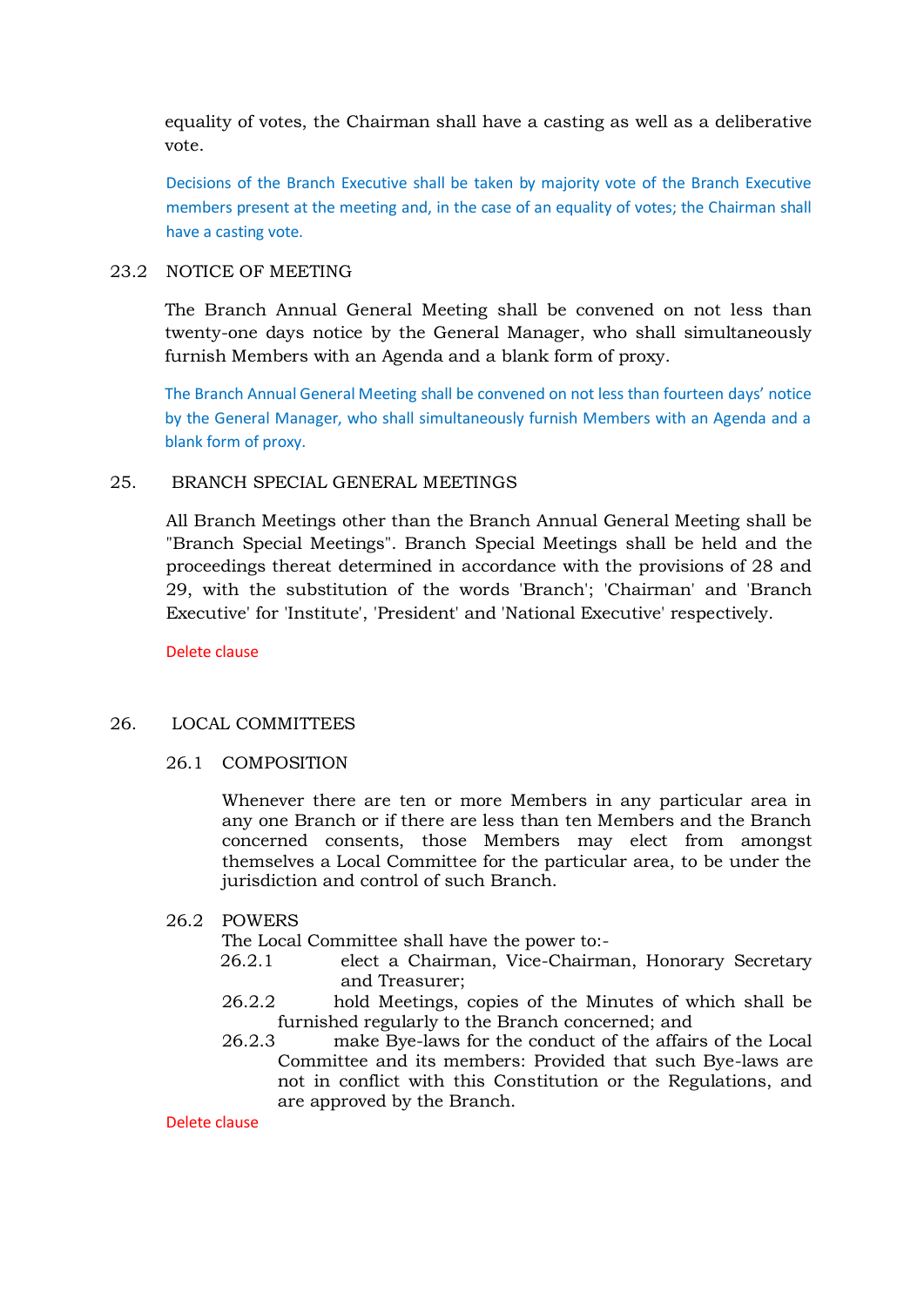equality of votes, the Chairman shall have a casting as well as a deliberative vote.

Decisions of the Branch Executive shall be taken by majority vote of the Branch Executive members present at the meeting and, in the case of an equality of votes; the Chairman shall have a casting vote.

23.2 NOTICE OF MEETING

The Branch Annual General Meeting shall be convened on not less than twenty-one days notice by the General Manager, who shall simultaneously furnish Members with an Agenda and a blank form of proxy.

The Branch Annual General Meeting shall be convened on not less than fourteen days' notice by the General Manager, who shall simultaneously furnish Members with an Agenda and a blank form of proxy.

25. BRANCH SPECIAL GENERAL MEETINGS

All Branch Meetings other than the Branch Annual General Meeting shall be "Branch Special Meetings". Branch Special Meetings shall be held and the proceedings thereat determined in accordance with the provisions of 28 and 29, with the substitution of the words 'Branch'; 'Chairman' and 'Branch Executive' for 'Institute', 'President' and 'National Executive' respectively.

Delete clause

26. LOCAL COMMITTEES

26.1 COMPOSITION

Whenever there are ten or more Members in any particular area in any one Branch or if there are less than ten Members and the Branch concerned consents, those Members may elect from amongst themselves a Local Committee for the particular area, to be under the jurisdiction and control of such Branch.

26.2 POWERS

The Local Committee shall have the power to:-

26.2.1 elect a Chairman, Vice-Chairman, Honorary Secretary and Treasurer;

26.2.2 hold Meetings, copies of the Minutes of which shall be furnished regularly to the Branch concerned; and

26.2.3 make Bye-laws for the conduct of the affairs of the Local Committee and its members: Provided that such Bye-laws are not in conflict with this Constitution or the Regulations, and are approved by the Branch.

Delete clause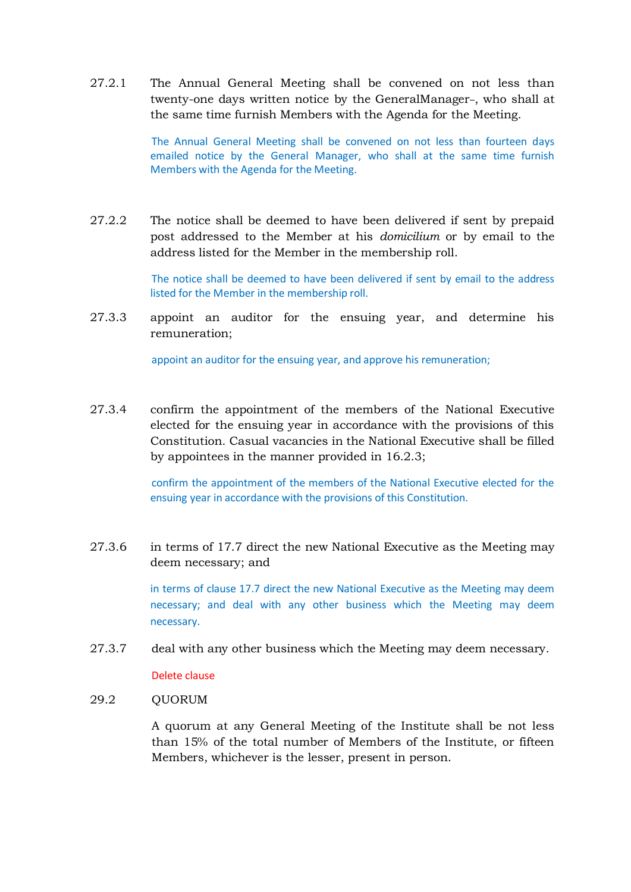27.2.1 The Annual General Meeting shall be convened on not less than twenty-one days written notice by the GeneralManager-, who shall at the same time furnish Members with the Agenda for the Meeting.

The Annual General Meeting shall be convened on not less than fourteen days emailed notice by the General Manager, who shall at the same time furnish Members with the Agenda for the Meeting.

27.2.2 The notice shall be deemed to have been delivered if sent by prepaid post addressed to the Member at his *domicilium* or by email to the address listed for the Member in the membership roll.

The notice shall be deemed to have been delivered if sent by email to the address listed for the Member in the membership roll.

27.3.3 appoint an auditor for the ensuing year, and determine his remuneration;

appoint an auditor for the ensuing year, and approve his remuneration;

27.3.4 confirm the appointment of the members of the National Executive elected for the ensuing year in accordance with the provisions of this Constitution. Casual vacancies in the National Executive shall be filled by appointees in the manner provided in 16.2.3;

confirm the appointment of the members of the National Executive elected for the ensuing year in accordance with the provisions of this Constitution.

27.3.6 in terms of 17.7 direct the new National Executive as the Meeting may deem necessary; and

in terms of clause 17.7 direct the new National Executive as the Meeting may deem necessary; and deal with any other business which the Meeting may deem necessary.

27.3.7 deal with any other business which the Meeting may deem necessary.

Delete clause

29.2 QUORUM

A quorum at any General Meeting of the Institute shall be not less than 15% of the total number of Members of the Institute, or fifteen Members, whichever is the lesser, present in person.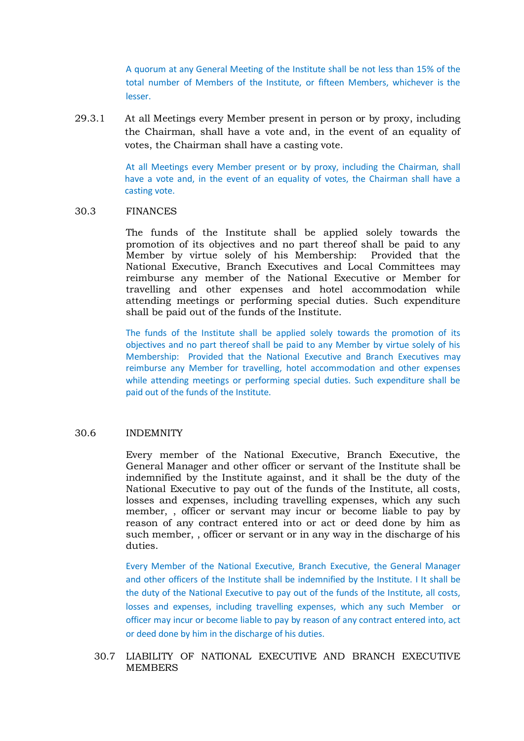A quorum at any General Meeting of the Institute shall be not less than 15% of the total number of Members of the Institute, or fifteen Members, whichever is the lesser.

29.3.1 At all Meetings every Member present in person or by proxy, including the Chairman, shall have a vote and, in the event of an equality of votes, the Chairman shall have a casting vote.

At all Meetings every Member present or by proxy, including the Chairman, shall have a vote and, in the event of an equality of votes, the Chairman shall have a casting vote.

30.3 FINANCES

The funds of the Institute shall be applied solely towards the promotion of its objectives and no part thereof shall be paid to any Member by virtue solely of his Membership: Provided that the National Executive, Branch Executives and Local Committees may reimburse any member of the National Executive or Member for travelling and other expenses and hotel accommodation while attending meetings or performing special duties. Such expenditure shall be paid out of the funds of the Institute.

The funds of the Institute shall be applied solely towards the promotion of its objectives and no part thereof shall be paid to any Member by virtue solely of his Membership: Provided that the National Executive and Branch Executives may reimburse any Member for travelling, hotel accommodation and other expenses while attending meetings or performing special duties. Such expenditure shall be paid out of the funds of the Institute.

30.6 INDEMNITY

Every member of the National Executive, Branch Executive, the General Manager and other officer or servant of the Institute shall be indemnified by the Institute against, and it shall be the duty of the National Executive to pay out of the funds of the Institute, all costs, losses and expenses, including travelling expenses, which any such member, , officer or servant may incur or become liable to pay by reason of any contract entered into or act or deed done by him as such member, , officer or servant or in any way in the discharge of his duties.

Every Member of the National Executive, Branch Executive, the General Manager and other officers of the Institute shall be indemnified by the Institute. I It shall be the duty of the National Executive to pay out of the funds of the Institute, all costs, losses and expenses, including travelling expenses, which any such Member or officer may incur or become liable to pay by reason of any contract entered into, act or deed done by him in the discharge of his duties.

30.7 LIABILITY OF NATIONAL EXECUTIVE AND BRANCH EXECUTIVE MEMBERS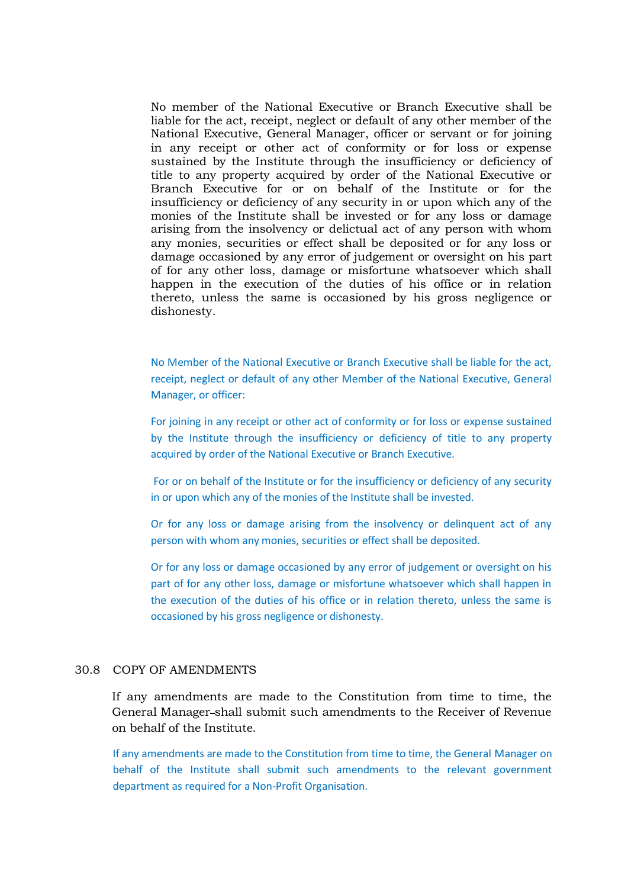No member of the National Executive or Branch Executive shall be liable for the act, receipt, neglect or default of any other member of the National Executive, General Manager, officer or servant or for joining in any receipt or other act of conformity or for loss or expense sustained by the Institute through the insufficiency or deficiency of title to any property acquired by order of the National Executive or Branch Executive for or on behalf of the Institute or for the insufficiency or deficiency of any security in or upon which any of the monies of the Institute shall be invested or for any loss or damage arising from the insolvency or delictual act of any person with whom any monies, securities or effect shall be deposited or for any loss or damage occasioned by any error of judgement or oversight on his part of for any other loss, damage or misfortune whatsoever which shall happen in the execution of the duties of his office or in relation thereto, unless the same is occasioned by his gross negligence or dishonesty.

No Member of the National Executive or Branch Executive shall be liable for the act, receipt, neglect or default of any other Member of the National Executive, General Manager, or officer:

For joining in any receipt or other act of conformity or for loss or expense sustained by the Institute through the insufficiency or deficiency of title to any property acquired by order of the National Executive or Branch Executive.

For or on behalf of the Institute or for the insufficiency or deficiency of any security in or upon which any of the monies of the Institute shall be invested.

Or for any loss or damage arising from the insolvency or delinquent act of any person with whom any monies, securities or effect shall be deposited.

Or for any loss or damage occasioned by any error of judgement or oversight on his part of for any other loss, damage or misfortune whatsoever which shall happen in the execution of the duties of his office or in relation thereto, unless the same is occasioned by his gross negligence or dishonesty.

## 30.8 COPY OF AMENDMENTS

If any amendments are made to the Constitution from time to time, the General Manager shall submit such amendments to the Receiver of Revenue on behalf of the Institute.

If any amendments are made to the Constitution from time to time, the General Manager on behalf of the Institute shall submit such amendments to the relevant government department as required for a Non-Profit Organisation.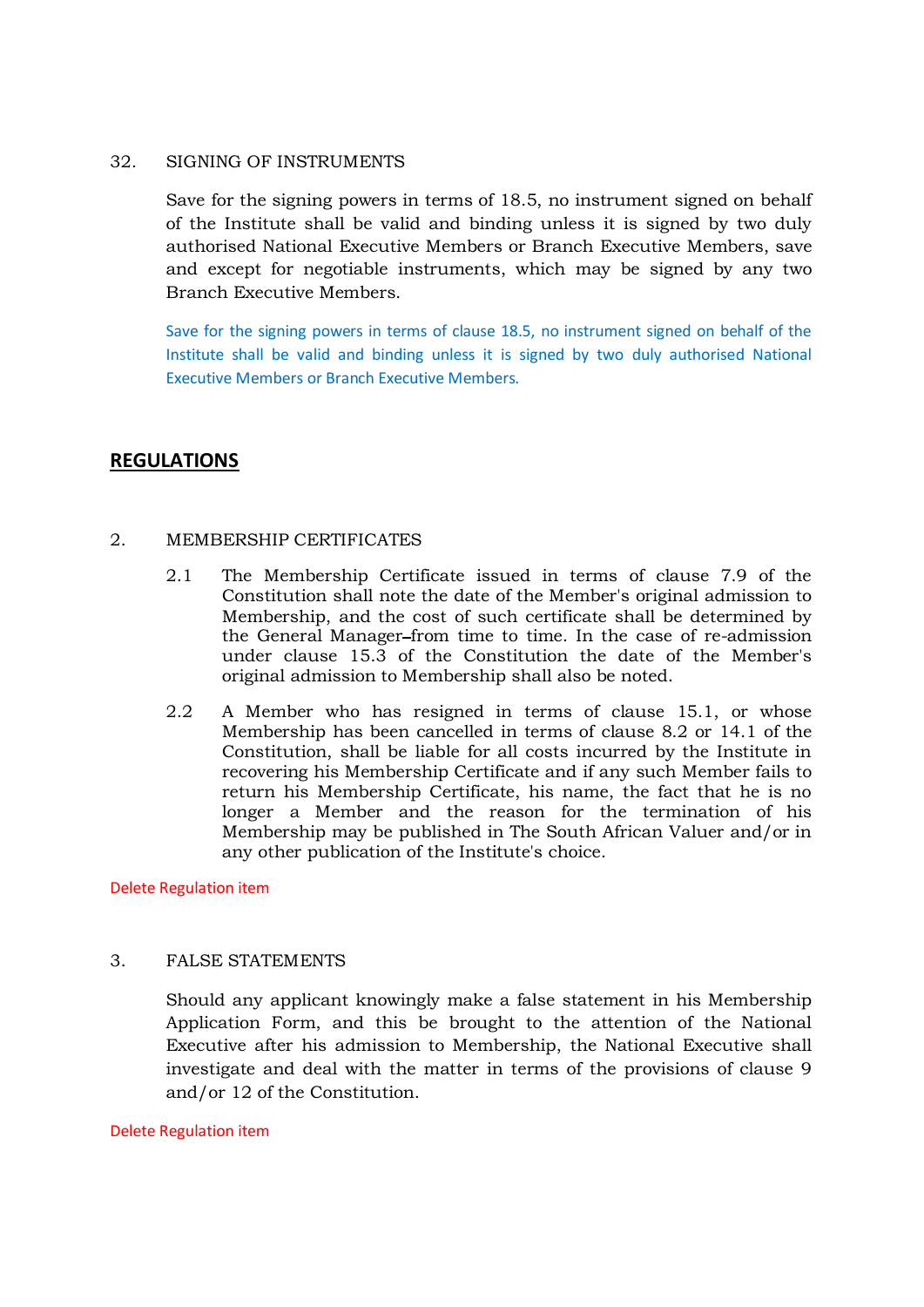32. SIGNING OF INSTRUMENTS

Save for the signing powers in terms of 18.5, no instrument signed on behalf of the Institute shall be valid and binding unless it is signed by two duly authorised National Executive Members or Branch Executive Members, save and except for negotiable instruments, which may be signed by any two Branch Executive Members.

Save for the signing powers in terms of clause 18.5, no instrument signed on behalf of the Institute shall be valid and binding unless it is signed by two duly authorised National Executive Members or Branch Executive Members.

## REGULATIONS

2. MEMBERSHIP CERTIFICATES

2.1 The Membership Certificate issued in terms of clause 7.9 of the Constitution shall note the date of the Member's original admission to Membership, and the cost of such certificate shall be determined by the General Manager from time to time. In the case of re-admission under clause 15.3 of the Constitution the date of the Member's original admission to Membership shall also be noted.

2.2 A Member who has resigned in terms of clause 15.1, or whose Membership has been cancelled in terms of clause 8.2 or 14.1 of the Constitution, shall be liable for all costs incurred by the Institute in recovering his Membership Certificate and if any such Member fails to return his Membership Certificate, his name, the fact that he is no longer a Member and the reason for the termination of his Membership may be published in The South African Valuer and/or in any other publication of the Institute's choice.

Delete Regulation item

3. FALSE STATEMENTS

Should any applicant knowingly make a false statement in his Membership Application Form, and this be brought to the attention of the National Executive after his admission to Membership, the National Executive shall investigate and deal with the matter in terms of the provisions of clause 9 and/or 12 of the Constitution.

Delete Regulation item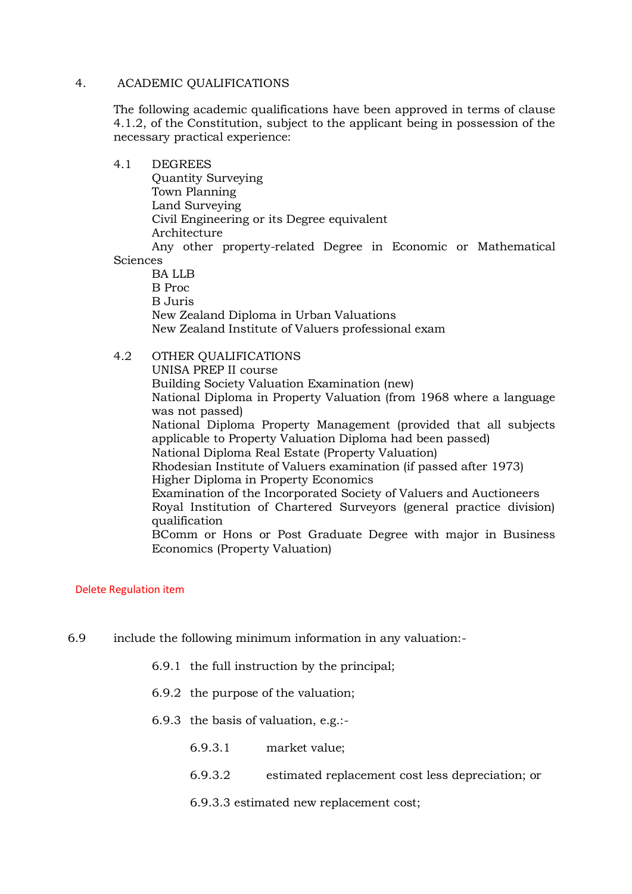4. ACADEMIC QUALIFICATIONS

The following academic qualifications have been approved in terms of clause 4.1.2, of the Constitution, subject to the applicant being in possession of the necessary practical experience:

4.1 DEGREES

Quantity Surveying
Town Planning
Land Surveying
Civil Engineering or its Degree equivalent
Architecture
Any other property-related Degree in Economic or Mathematical Sciences
BA LLB
B Proc
B Juris
New Zealand Diploma in Urban Valuations
New Zealand Institute of Valuers professional exam

4.2 OTHER QUALIFICATIONS

UNISA PREP II course
Building Society Valuation Examination (new)
National Diploma in Property Valuation (from 1968 where a language was not passed)
National Diploma Property Management (provided that all subjects applicable to Property Valuation Diploma had been passed)
National Diploma Real Estate (Property Valuation)
Rhodesian Institute of Valuers examination (if passed after 1973)
Higher Diploma in Property Economics
Examination of the Incorporated Society of Valuers and Auctioneers
Royal Institution of Chartered Surveyors (general practice division) qualification
BComm or Hons or Post Graduate Degree with major in Business Economics (Property Valuation)

Delete Regulation item

6.9 include the following minimum information in any valuation:-

6.9.1 the full instruction by the principal;

6.9.2 the purpose of the valuation;

6.9.3 the basis of valuation, e.g.:-

6.9.3.1 market value;

6.9.3.2 estimated replacement cost less depreciation; or

6.9.3.3 estimated new replacement cost;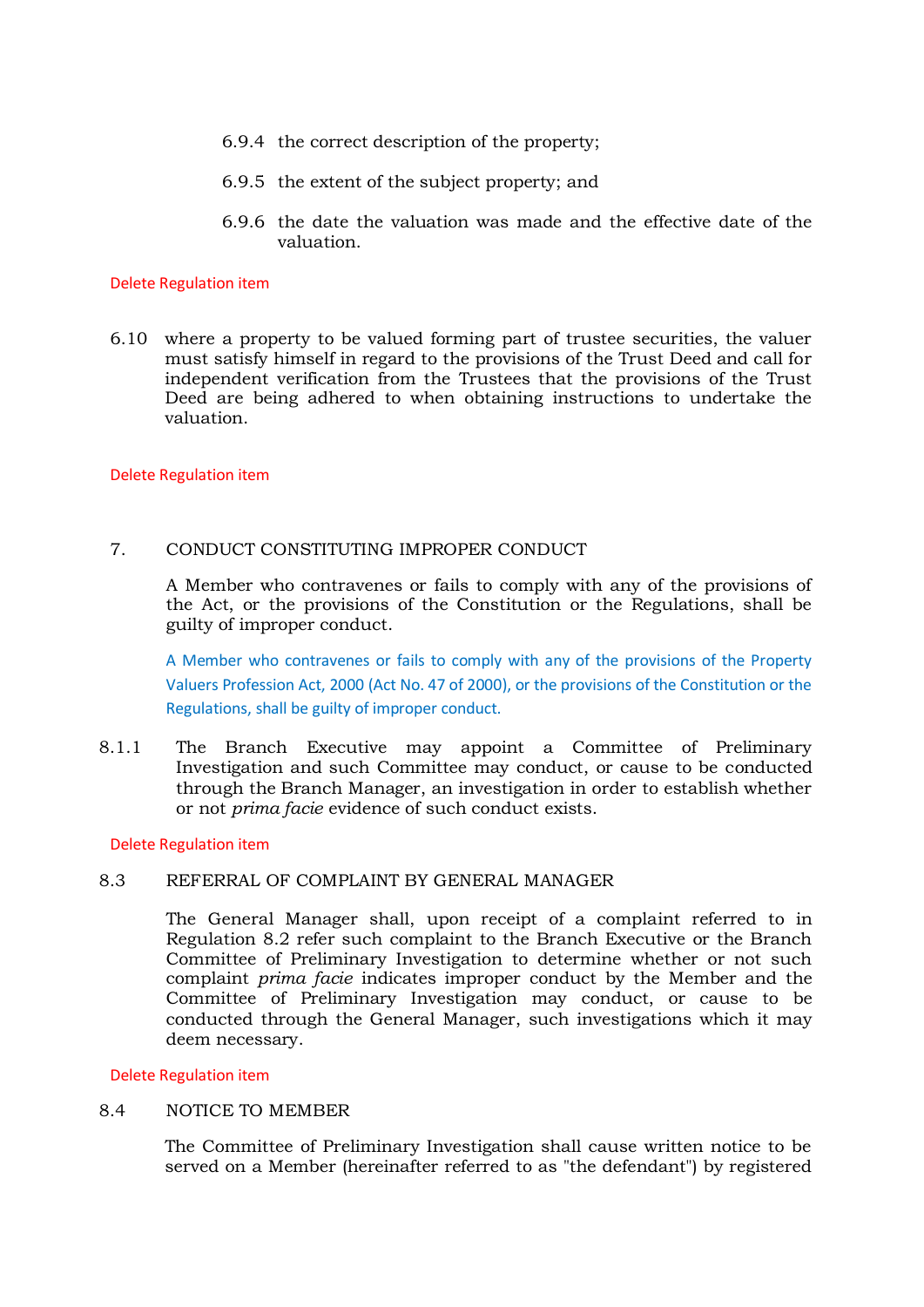6.9.4 the correct description of the property;

6.9.5 the extent of the subject property; and

6.9.6 the date the valuation was made and the effective date of the valuation.

Delete Regulation item

6.10 where a property to be valued forming part of trustee securities, the valuer must satisfy himself in regard to the provisions of the Trust Deed and call for independent verification from the Trustees that the provisions of the Trust Deed are being adhered to when obtaining instructions to undertake the valuation.

Delete Regulation item

7. CONDUCT CONSTITUTING IMPROPER CONDUCT

A Member who contravenes or fails to comply with any of the provisions of the Act, or the provisions of the Constitution or the Regulations, shall be guilty of improper conduct.

A Member who contravenes or fails to comply with any of the provisions of the Property Valuers Profession Act, 2000 (Act No. 47 of 2000), or the provisions of the Constitution or the Regulations, shall be guilty of improper conduct.

8.1.1 The Branch Executive may appoint a Committee of Preliminary Investigation and such Committee may conduct, or cause to be conducted through the Branch Manager, an investigation in order to establish whether or not *prima facie* evidence of such conduct exists.

Delete Regulation item

8.3 REFERRAL OF COMPLAINT BY GENERAL MANAGER

The General Manager shall, upon receipt of a complaint referred to in Regulation 8.2 refer such complaint to the Branch Executive or the Branch Committee of Preliminary Investigation to determine whether or not such complaint *prima facie* indicates improper conduct by the Member and the Committee of Preliminary Investigation may conduct, or cause to be conducted through the General Manager, such investigations which it may deem necessary.

Delete Regulation item

8.4 NOTICE TO MEMBER

The Committee of Preliminary Investigation shall cause written notice to be served on a Member (hereinafter referred to as "the defendant") by registered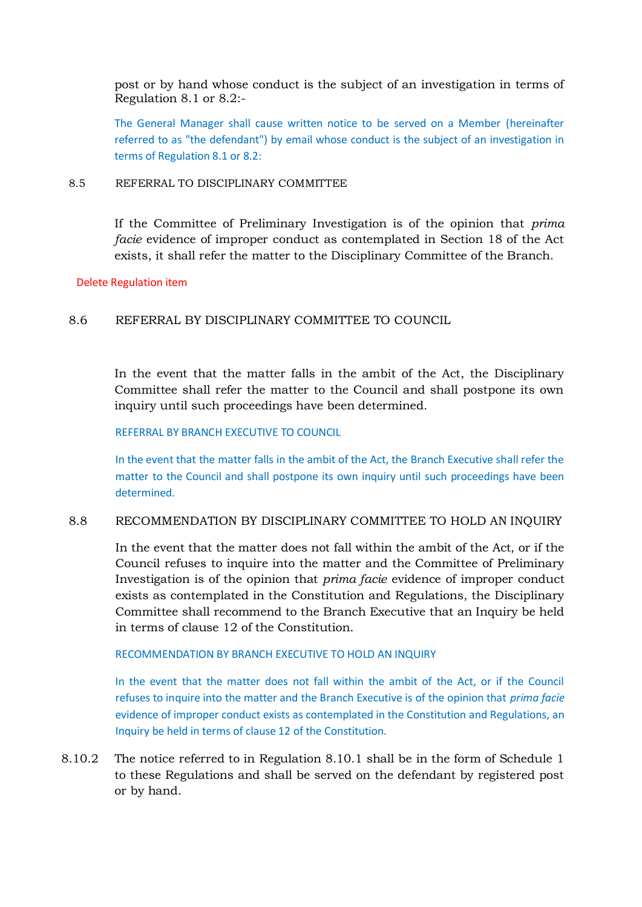post or by hand whose conduct is the subject of an investigation in terms of Regulation 8.1 or 8.2:-

The General Manager shall cause written notice to be served on a Member (hereinafter referred to as "the defendant") by email whose conduct is the subject of an investigation in terms of Regulation 8.1 or 8.2:

8.5 REFERRAL TO DISCIPLINARY COMMITTEE

If the Committee of Preliminary Investigation is of the opinion that *prima facie* evidence of improper conduct as contemplated in Section 18 of the Act exists, it shall refer the matter to the Disciplinary Committee of the Branch.

Delete Regulation item

8.6 REFERRAL BY DISCIPLINARY COMMITTEE TO COUNCIL

In the event that the matter falls in the ambit of the Act, the Disciplinary Committee shall refer the matter to the Council and shall postpone its own inquiry until such proceedings have been determined.

REFERRAL BY BRANCH EXECUTIVE TO COUNCIL

In the event that the matter falls in the ambit of the Act, the Branch Executive shall refer the matter to the Council and shall postpone its own inquiry until such proceedings have been determined.

8.8 RECOMMENDATION BY DISCIPLINARY COMMITTEE TO HOLD AN INQUIRY

In the event that the matter does not fall within the ambit of the Act, or if the Council refuses to inquire into the matter and the Committee of Preliminary Investigation is of the opinion that *prima facie* evidence of improper conduct exists as contemplated in the Constitution and Regulations, the Disciplinary Committee shall recommend to the Branch Executive that an Inquiry be held in terms of clause 12 of the Constitution.

RECOMMENDATION BY BRANCH EXECUTIVE TO HOLD AN INQUIRY

In the event that the matter does not fall within the ambit of the Act, or if the Council refuses to inquire into the matter and the Branch Executive is of the opinion that *prima facie* evidence of improper conduct exists as contemplated in the Constitution and Regulations, an Inquiry be held in terms of clause 12 of the Constitution.

8.10.2 The notice referred to in Regulation 8.10.1 shall be in the form of Schedule 1 to these Regulations and shall be served on the defendant by registered post or by hand.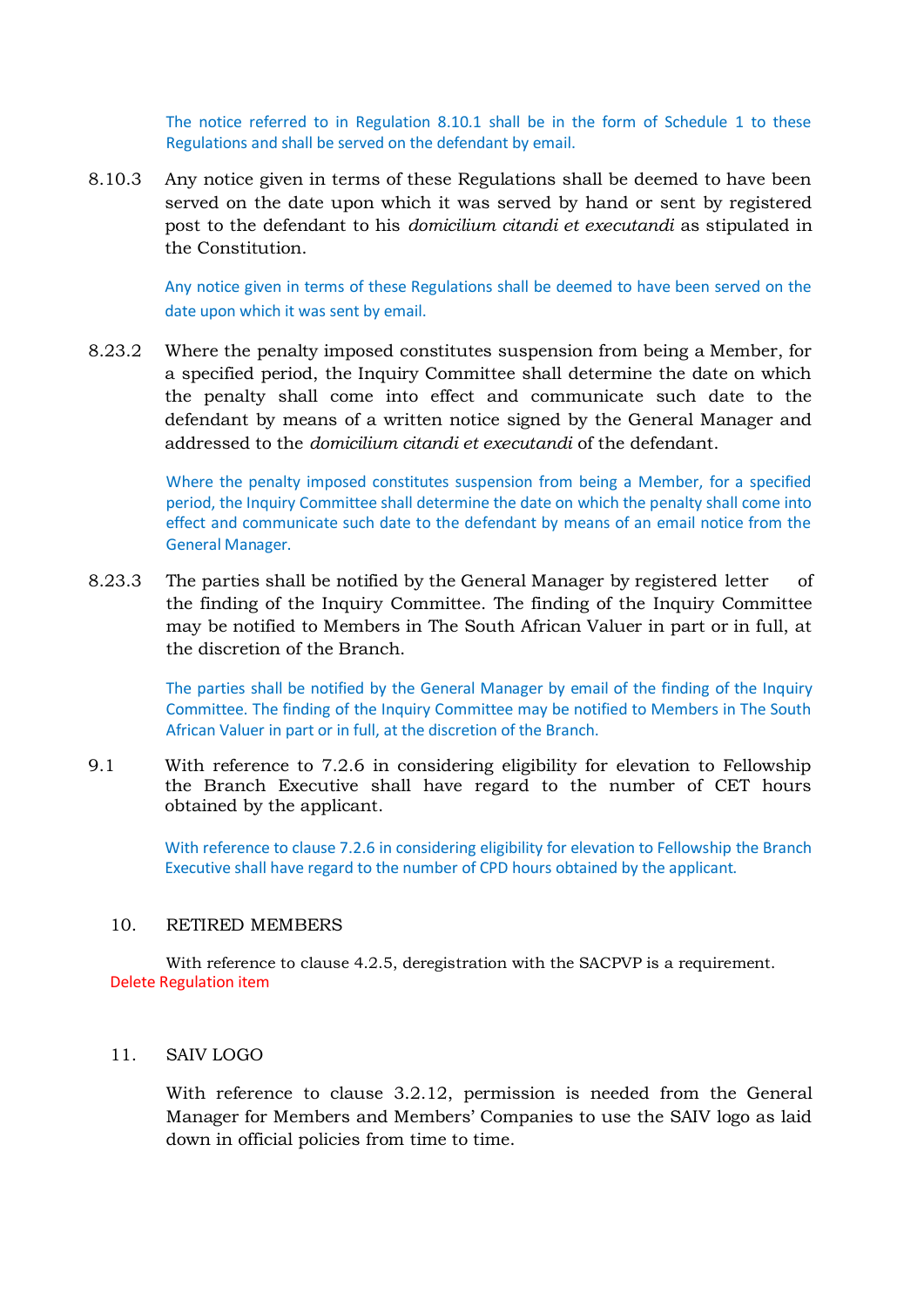The notice referred to in Regulation 8.10.1 shall be in the form of Schedule 1 to these Regulations and shall be served on the defendant by email.

8.10.3 Any notice given in terms of these Regulations shall be deemed to have been served on the date upon which it was served by hand or sent by registered post to the defendant to his *domicilium citandi et executandi* as stipulated in the Constitution.

Any notice given in terms of these Regulations shall be deemed to have been served on the date upon which it was sent by email.

8.23.2 Where the penalty imposed constitutes suspension from being a Member, for a specified period, the Inquiry Committee shall determine the date on which the penalty shall come into effect and communicate such date to the defendant by means of a written notice signed by the General Manager and addressed to the *domicilium citandi et executandi* of the defendant.

Where the penalty imposed constitutes suspension from being a Member, for a specified period, the Inquiry Committee shall determine the date on which the penalty shall come into effect and communicate such date to the defendant by means of an email notice from the General Manager.

8.23.3 The parties shall be notified by the General Manager by registered letter of the finding of the Inquiry Committee. The finding of the Inquiry Committee may be notified to Members in The South African Valuer in part or in full, at the discretion of the Branch.

The parties shall be notified by the General Manager by email of the finding of the Inquiry Committee. The finding of the Inquiry Committee may be notified to Members in The South African Valuer in part or in full, at the discretion of the Branch.

9.1 With reference to 7.2.6 in considering eligibility for elevation to Fellowship the Branch Executive shall have regard to the number of CET hours obtained by the applicant.

With reference to clause 7.2.6 in considering eligibility for elevation to Fellowship the Branch Executive shall have regard to the number of CPD hours obtained by the applicant.

10. RETIRED MEMBERS

With reference to clause 4.2.5, deregistration with the SACPVP is a requirement.

Delete Regulation item

11. SAIV LOGO

With reference to clause 3.2.12, permission is needed from the General Manager for Members and Members' Companies to use the SAIV logo as laid down in official policies from time to time.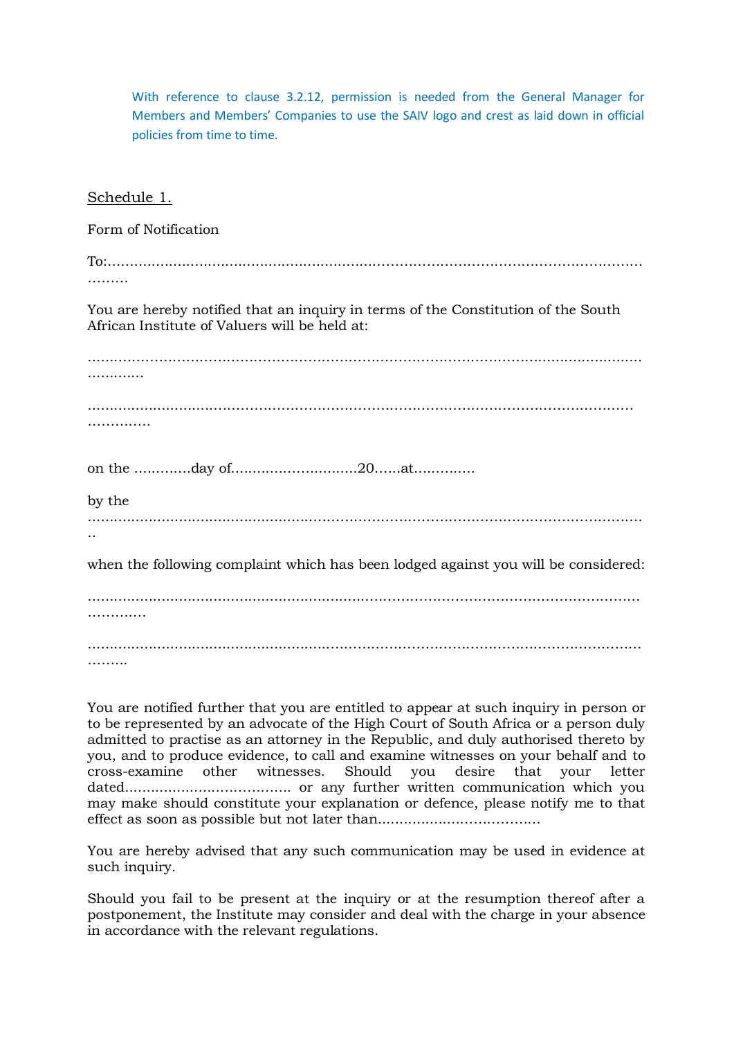With reference to clause 3.2.12, permission is needed from the General Manager for Members and Members' Companies to use the SAIV logo and crest as laid down in official policies from time to time.

Schedule 1.

Form of Notification

To:……………………………………………………………………………………………………………………

You are hereby notified that an inquiry in terms of the Constitution of the South African Institute of Valuers will be held at:

………………………………………………………………………………………………………………………

………………………………………………………………………………………………………………………

on the ………….day of……………………….20……at…………..

by the ………………………………………………………………………………………………………………

when the following complaint which has been lodged against you will be considered:

………………………………………………………………………………………………………………………

………………………………………………………………………………………………………………………

You are notified further that you are entitled to appear at such inquiry in person or to be represented by an advocate of the High Court of South Africa or a person duly admitted to practise as an attorney in the Republic, and duly authorised thereto by you, and to produce evidence, to call and examine witnesses on your behalf and to cross-examine other witnesses. Should you desire that your letter dated………………………………. or any further written communication which you may make should constitute your explanation or defence, please notify me to that effect as soon as possible but not later than………………………………

You are hereby advised that any such communication may be used in evidence at such inquiry.

Should you fail to be present at the inquiry or at the resumption thereof after a postponement, the Institute may consider and deal with the charge in your absence in accordance with the relevant regulations.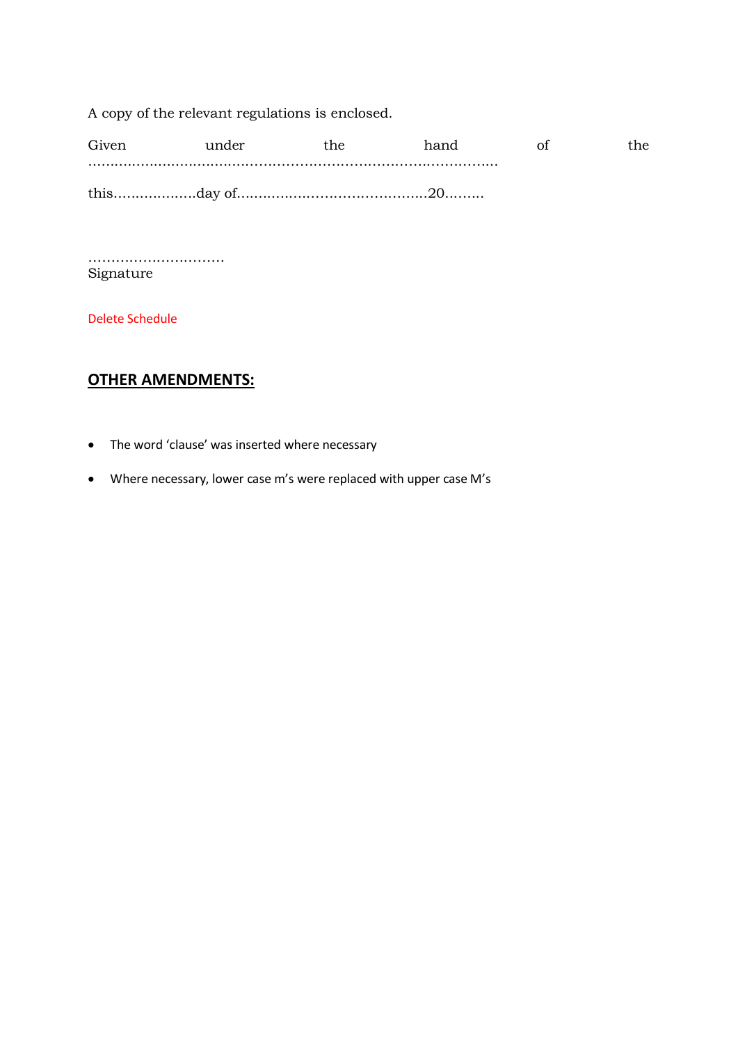A copy of the relevant regulations is enclosed.

Given under the hand of the ………………………………………………………………………………

this……………….day of……………………………………..20………

…………………………
Signature

Delete Schedule

## OTHER AMENDMENTS:

- The word 'clause' was inserted where necessary
- Where necessary, lower case m's were replaced with upper case M's